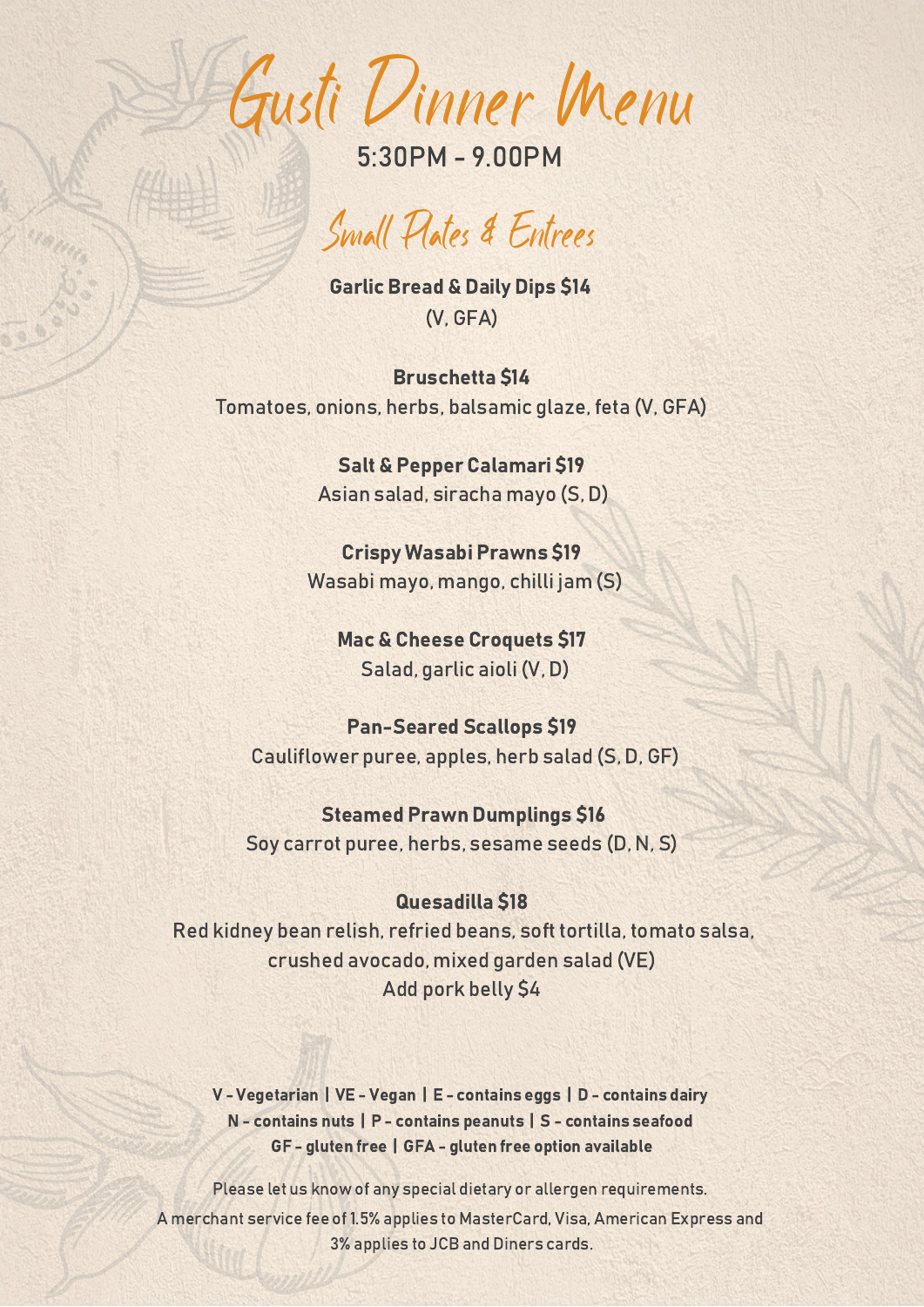# Gusti Dinner Menu

5:30PM - 9.00PM

## Small Plates & Entrees

**Garlic Bread & Daily Dips $14**
(V, GFA)

**Bruschetta $14**
Tomatoes, onions, herbs, balsamic glaze, feta (V, GFA)

**Salt & Pepper Calamari $19**
Asian salad, siracha mayo (S, D)

**Crispy Wasabi Prawns $19**
Wasabi mayo, mango, chilli jam (S)

**Mac & Cheese Croquets $17**
Salad, garlic aioli (V, D)

**Pan-Seared Scallops $19**
Cauliflower puree, apples, herb salad (S, D, GF)

**Steamed Prawn Dumplings $16**
Soy carrot puree, herbs, sesame seeds (D, N, S)

**Quesadilla $18**
Red kidney bean relish, refried beans, soft tortilla, tomato salsa, crushed avocado, mixed garden salad (VE)
Add pork belly $4

**V - Vegetarian | VE - Vegan | E - contains eggs | D - contains dairy**
**N - contains nuts | P - contains peanuts | S - contains seafood**
**GF - gluten free | GFA - gluten free option available**

Please let us know of any special dietary or allergen requirements.
A merchant service fee of 1.5% applies to MasterCard, Visa, American Express and 3% applies to JCB and Diners cards.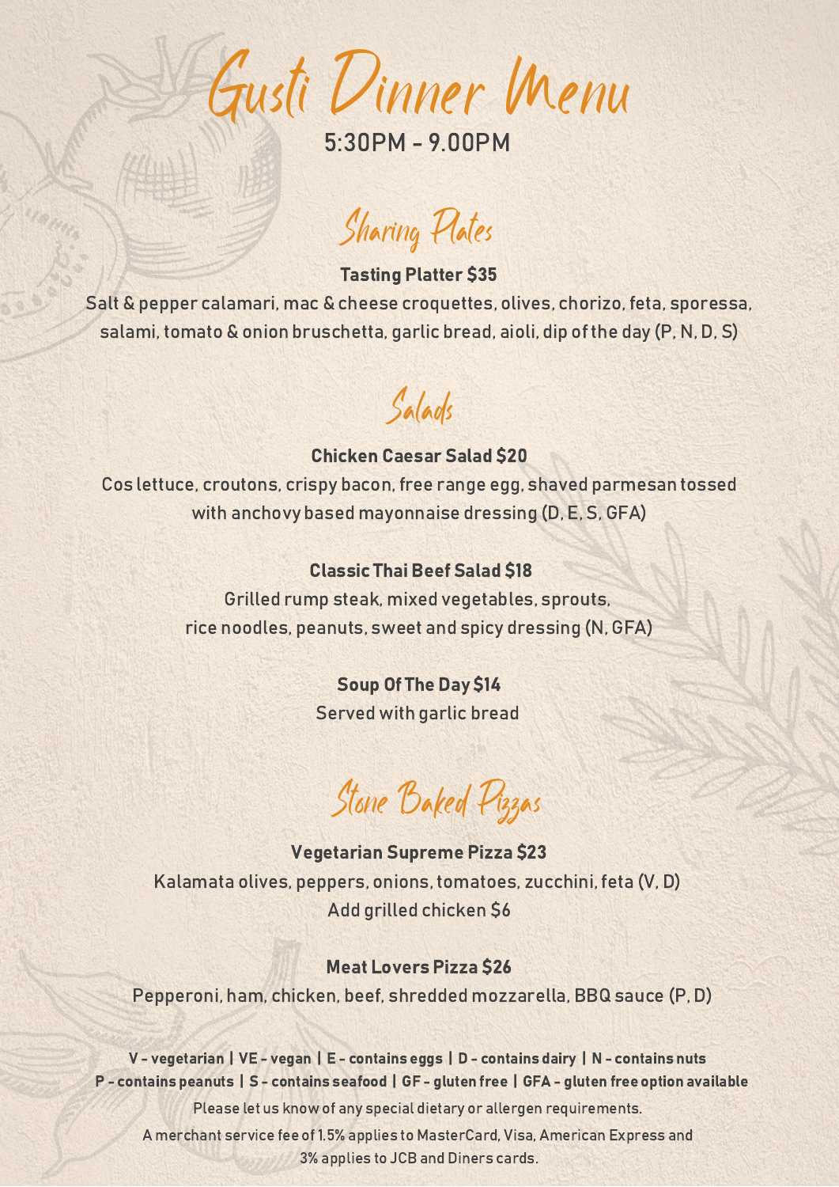# Gusti Dinner Menu

5:30PM - 9.00PM

## Sharing Plates

**Tasting Platter $35**

Salt & pepper calamari, mac & cheese croquettes, olives, chorizo, feta, sporessa, salami, tomato & onion bruschetta, garlic bread, aioli, dip of the day (P, N, D, S)

## Salads

**Chicken Caesar Salad $20**

Cos lettuce, croutons, crispy bacon, free range egg, shaved parmesan tossed with anchovy based mayonnaise dressing (D, E, S, GFA)

**Classic Thai Beef Salad $18**

Grilled rump steak, mixed vegetables, sprouts, rice noodles, peanuts, sweet and spicy dressing (N, GFA)

**Soup Of The Day $14**

Served with garlic bread

## Stone Baked Pizzas

**Vegetarian Supreme Pizza $23**

Kalamata olives, peppers, onions, tomatoes, zucchini, feta (V, D)
Add grilled chicken $6

**Meat Lovers Pizza $26**

Pepperoni, ham, chicken, beef, shredded mozzarella, BBQ sauce (P, D)

**V - vegetarian | VE - vegan | E - contains eggs | D - contains dairy | N - contains nuts**
**P - contains peanuts | S - contains seafood | GF - gluten free | GFA - gluten free option available**

Please let us know of any special dietary or allergen requirements.

A merchant service fee of 1.5% applies to MasterCard, Visa, American Express and 3% applies to JCB and Diners cards.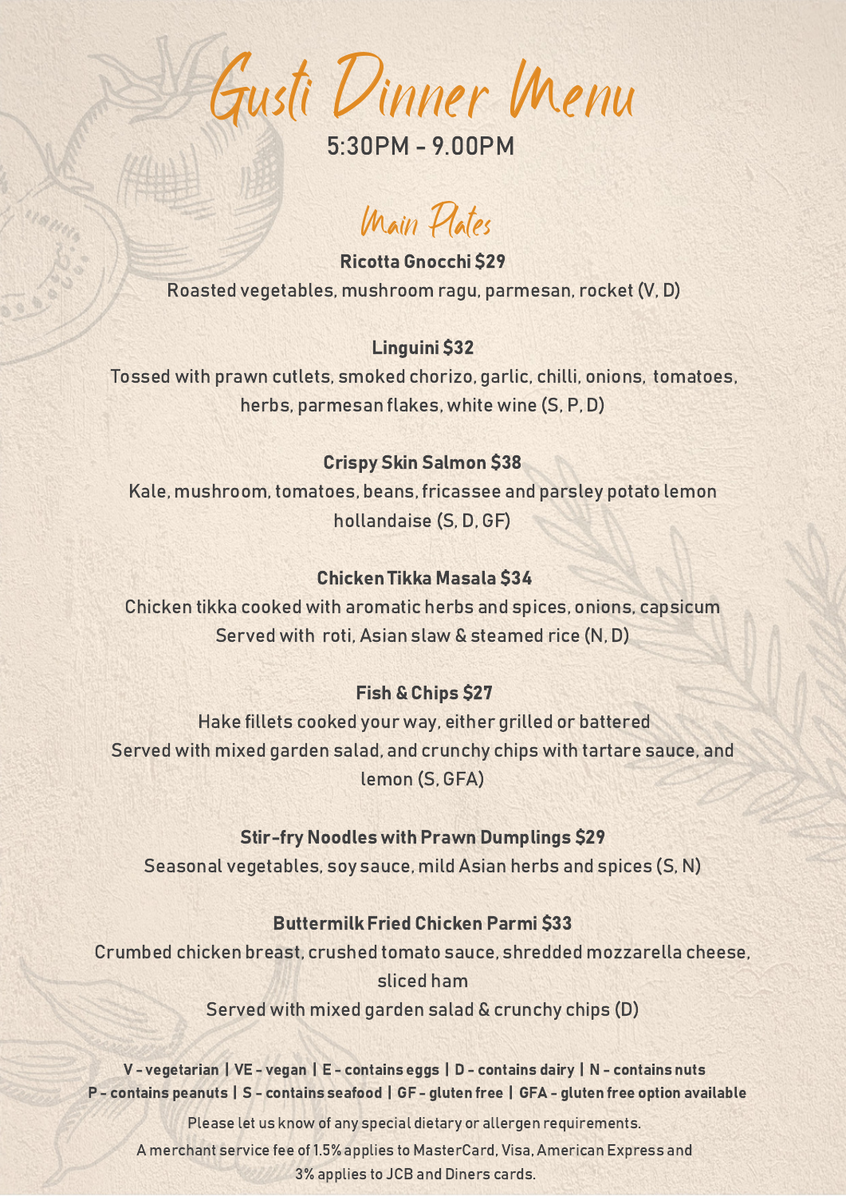# Gusti Dinner Menu

5:30PM - 9.00PM

## Main Plates

**Ricotta Gnocchi $29**

Roasted vegetables, mushroom ragu, parmesan, rocket (V, D)

**Linguini $32**

Tossed with prawn cutlets, smoked chorizo, garlic, chilli, onions, tomatoes, herbs, parmesan flakes, white wine (S, P, D)

**Crispy Skin Salmon $38**

Kale, mushroom, tomatoes, beans, fricassee and parsley potato lemon hollandaise (S, D, GF)

**Chicken Tikka Masala $34**

Chicken tikka cooked with aromatic herbs and spices, onions, capsicum
Served with roti, Asian slaw & steamed rice (N, D)

**Fish & Chips $27**

Hake fillets cooked your way, either grilled or battered
Served with mixed garden salad, and crunchy chips with tartare sauce, and lemon (S, GFA)

**Stir-fry Noodles with Prawn Dumplings $29**

Seasonal vegetables, soy sauce, mild Asian herbs and spices (S, N)

**Buttermilk Fried Chicken Parmi $33**

Crumbed chicken breast, crushed tomato sauce, shredded mozzarella cheese, sliced ham
Served with mixed garden salad & crunchy chips (D)

**V - vegetarian | VE - vegan | E - contains eggs | D - contains dairy | N - contains nuts**
**P - contains peanuts | S - contains seafood | GF - gluten free | GFA - gluten free option available**

Please let us know of any special dietary or allergen requirements.

A merchant service fee of 1.5% applies to MasterCard, Visa, American Express and 3% applies to JCB and Diners cards.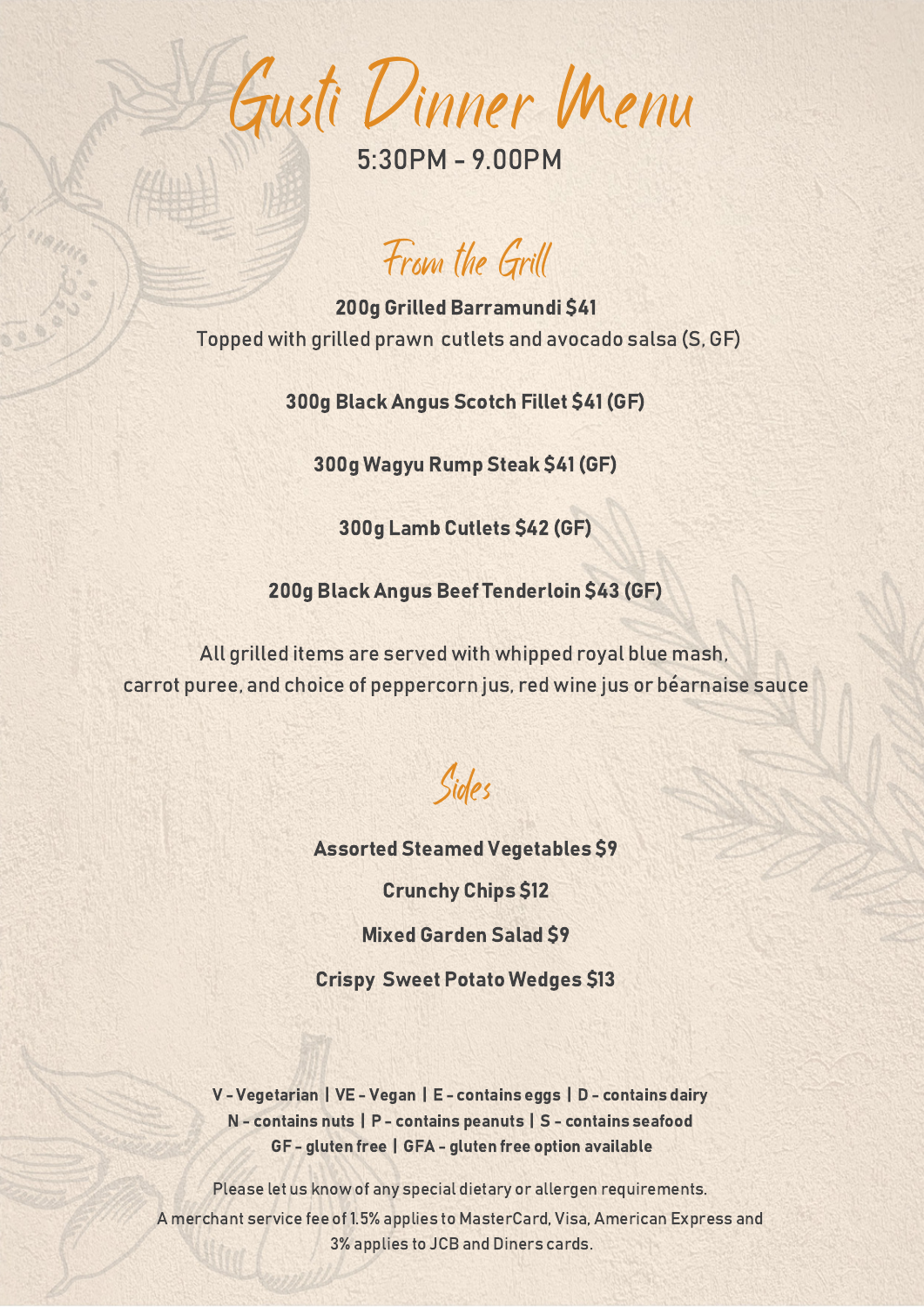# Gusti Dinner Menu

5:30PM - 9.00PM

## From the Grill

**200g Grilled Barramundi $41**

Topped with grilled prawn cutlets and avocado salsa (S, GF)

**300g Black Angus Scotch Fillet $41 (GF)**

**300g Wagyu Rump Steak $41 (GF)**

**300g Lamb Cutlets $42 (GF)**

**200g Black Angus Beef Tenderloin $43 (GF)**

All grilled items are served with whipped royal blue mash, carrot puree, and choice of peppercorn jus, red wine jus or béarnaise sauce

## Sides

**Assorted Steamed Vegetables $9**

**Crunchy Chips $12**

**Mixed Garden Salad $9**

**Crispy Sweet Potato Wedges $13**

**V - Vegetarian | VE - Vegan | E - contains eggs | D - contains dairy**
**N - contains nuts | P - contains peanuts | S - contains seafood**
**GF - gluten free | GFA - gluten free option available**

Please let us know of any special dietary or allergen requirements.

A merchant service fee of 1.5% applies to MasterCard, Visa, American Express and 3% applies to JCB and Diners cards.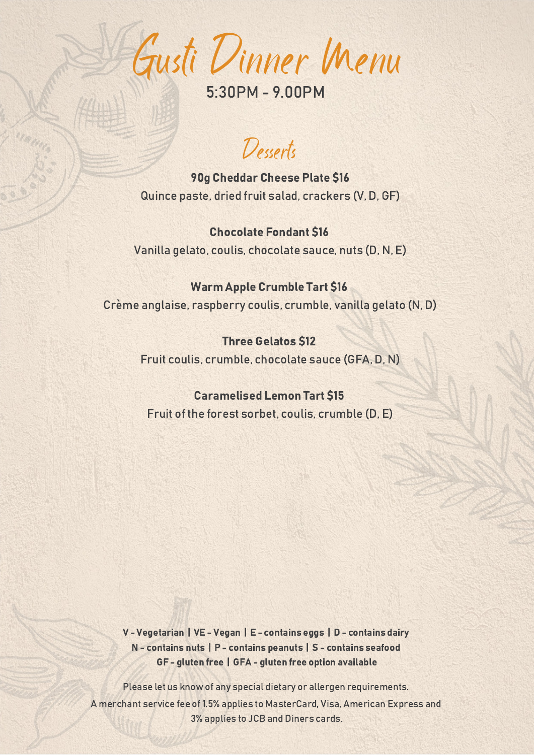# Gusti Dinner Menu

5:30PM - 9.00PM

## Desserts

**90g Cheddar Cheese Plate $16**
Quince paste, dried fruit salad, crackers (V, D, GF)

**Chocolate Fondant $16**
Vanilla gelato, coulis, chocolate sauce, nuts (D, N, E)

**Warm Apple Crumble Tart $16**
Crème anglaise, raspberry coulis, crumble, vanilla gelato (N, D)

**Three Gelatos $12**
Fruit coulis, crumble, chocolate sauce (GFA, D, N)

**Caramelised Lemon Tart $15**
Fruit of the forest sorbet, coulis, crumble (D, E)

**V - Vegetarian | VE - Vegan | E - contains eggs | D - contains dairy**
**N - contains nuts | P - contains peanuts | S - contains seafood**
**GF - gluten free | GFA - gluten free option available**

Please let us know of any special dietary or allergen requirements.
A merchant service fee of 1.5% applies to MasterCard, Visa, American Express and 3% applies to JCB and Diners cards.